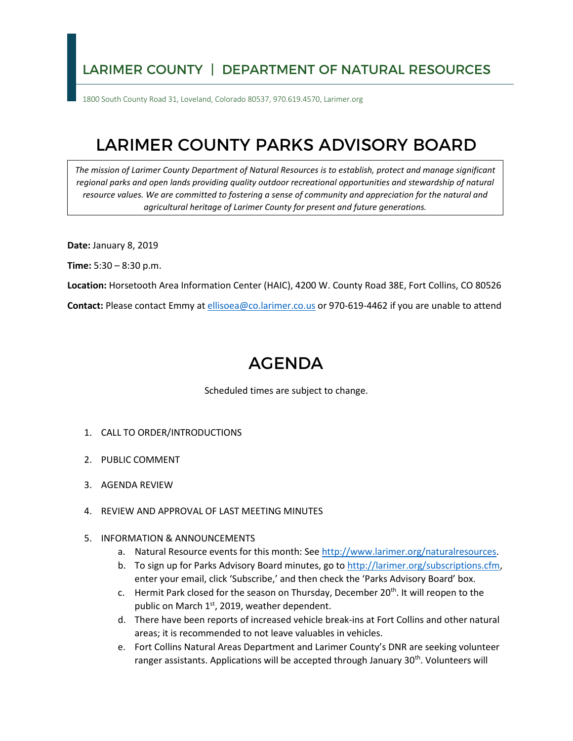# LARIMER COUNTY | DEPARTMENT OF NATURAL RESOURCES

1800 South County Road 31, Loveland, Colorado 80537, 970.619.4570, Larimer.org

# LARIMER COUNTY PARKS ADVISORY BOARD

*The mission of Larimer County Department of Natural Resources is to establish, protect and manage significant regional parks and open lands providing quality outdoor recreational opportunities and stewardship of natural resource values. We are committed to fostering a sense of community and appreciation for the natural and agricultural heritage of Larimer County for present and future generations.*

**Date:** January 8, 2019

**Time:** 5:30 – 8:30 p.m.

**Location:** Horsetooth Area Information Center (HAIC), 4200 W. County Road 38E, Fort Collins, CO 80526

**Contact:** Please contact Emmy at ellisoea@co.larimer.co.us or 970-619-4462 if you are unable to attend

# AGENDA

Scheduled times are subject to change.

1. CALL TO ORDER/INTRODUCTIONS
2. PUBLIC COMMENT
3. AGENDA REVIEW
4. REVIEW AND APPROVAL OF LAST MEETING MINUTES
5. INFORMATION & ANNOUNCEMENTS
   a. Natural Resource events for this month: See http://www.larimer.org/naturalresources.
   b. To sign up for Parks Advisory Board minutes, go to http://larimer.org/subscriptions.cfm, enter your email, click 'Subscribe,' and then check the 'Parks Advisory Board' box.
   c. Hermit Park closed for the season on Thursday, December 20th. It will reopen to the public on March 1st, 2019, weather dependent.
   d. There have been reports of increased vehicle break-ins at Fort Collins and other natural areas; it is recommended to not leave valuables in vehicles.
   e. Fort Collins Natural Areas Department and Larimer County's DNR are seeking volunteer ranger assistants. Applications will be accepted through January 30th. Volunteers will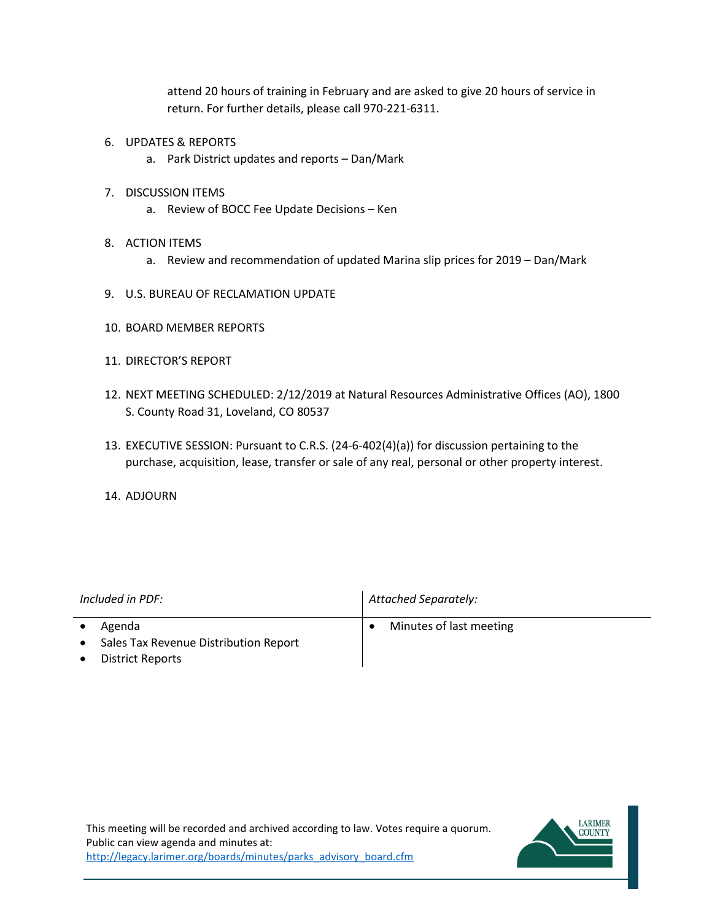attend 20 hours of training in February and are asked to give 20 hours of service in return. For further details, please call 970-221-6311.

6. UPDATES & REPORTS
   a. Park District updates and reports – Dan/Mark

7. DISCUSSION ITEMS
   a. Review of BOCC Fee Update Decisions – Ken

8. ACTION ITEMS
   a. Review and recommendation of updated Marina slip prices for 2019 – Dan/Mark

9. U.S. BUREAU OF RECLAMATION UPDATE

10. BOARD MEMBER REPORTS

11. DIRECTOR'S REPORT

12. NEXT MEETING SCHEDULED: 2/12/2019 at Natural Resources Administrative Offices (AO), 1800 S. County Road 31, Loveland, CO 80537

13. EXECUTIVE SESSION: Pursuant to C.R.S. (24-6-402(4)(a)) for discussion pertaining to the purchase, acquisition, lease, transfer or sale of any real, personal or other property interest.

14. ADJOURN

| *Included in PDF:* | *Attached Separately:* |
|---|---|
| • Agenda<br>• Sales Tax Revenue Distribution Report<br>• District Reports | • Minutes of last meeting |

This meeting will be recorded and archived according to law. Votes require a quorum. Public can view agenda and minutes at:
http://legacy.larimer.org/boards/minutes/parks_advisory_board.cfm

LARIMER COUNTY